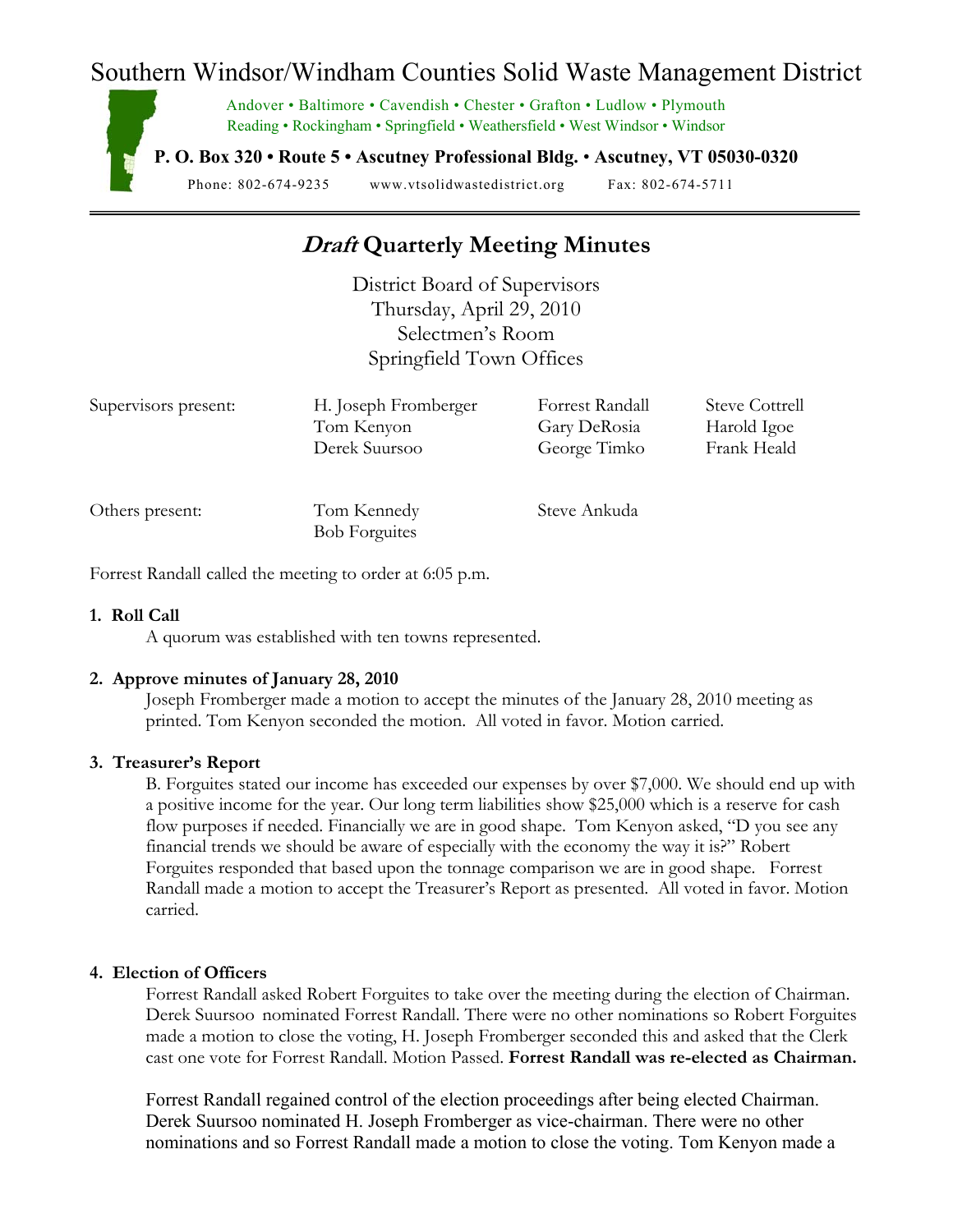# Southern Windsor/Windham Counties Solid Waste Management District

Andover • Baltimore • Cavendish • Chester • Grafton • Ludlow • Plymouth
Reading • Rockingham • Springfield • Weathersfield • West Windsor • Windsor

**P. O. Box 320 • Route 5 • Ascutney Professional Bldg. • Ascutney, VT 05030-0320**

Phone: 802-674-9235 www.vtsolidwastedistrict.org Fax: 802-674-5711

---

## *Draft* Quarterly Meeting Minutes

District Board of Supervisors
Thursday, April 29, 2010
Selectmen's Room
Springfield Town Offices

| Supervisors present: | H. Joseph Fromberger | Forrest Randall | Steve Cottrell |
|---|---|---|---|
| | Tom Kenyon | Gary DeRosia | Harold Igoe |
| | Derek Suursoo | George Timko | Frank Heald |

| Others present: | Tom Kennedy | Steve Ankuda |
|---|---|---|
| | Bob Forguites | |

Forrest Randall called the meeting to order at 6:05 p.m.

**1. Roll Call**

A quorum was established with ten towns represented.

**2. Approve minutes of January 28, 2010**

Joseph Fromberger made a motion to accept the minutes of the January 28, 2010 meeting as printed. Tom Kenyon seconded the motion. All voted in favor. Motion carried.

**3. Treasurer's Report**

B. Forguites stated our income has exceeded our expenses by over $7,000. We should end up with a positive income for the year. Our long term liabilities show $25,000 which is a reserve for cash flow purposes if needed. Financially we are in good shape. Tom Kenyon asked, "D you see any financial trends we should be aware of especially with the economy the way it is?" Robert Forguites responded that based upon the tonnage comparison we are in good shape. Forrest Randall made a motion to accept the Treasurer's Report as presented. All voted in favor. Motion carried.

**4. Election of Officers**

Forrest Randall asked Robert Forguites to take over the meeting during the election of Chairman. Derek Suursoo nominated Forrest Randall. There were no other nominations so Robert Forguites made a motion to close the voting, H. Joseph Fromberger seconded this and asked that the Clerk cast one vote for Forrest Randall. Motion Passed. **Forrest Randall was re-elected as Chairman.**

Forrest Randall regained control of the election proceedings after being elected Chairman. Derek Suursoo nominated H. Joseph Fromberger as vice-chairman. There were no other nominations and so Forrest Randall made a motion to close the voting. Tom Kenyon made a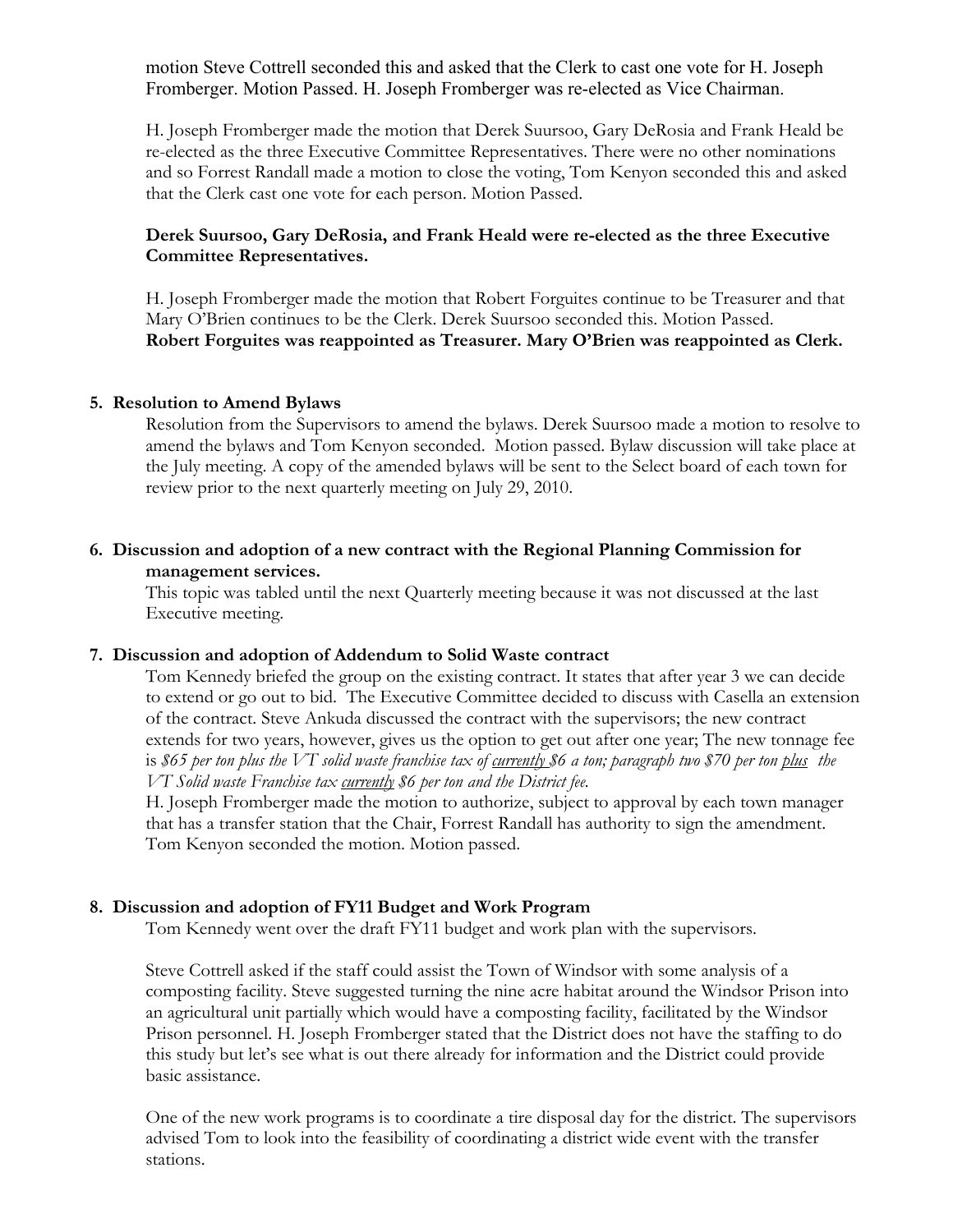motion Steve Cottrell seconded this and asked that the Clerk to cast one vote for H. Joseph Fromberger. Motion Passed. H. Joseph Fromberger was re-elected as Vice Chairman.

H. Joseph Fromberger made the motion that Derek Suursoo, Gary DeRosia and Frank Heald be re-elected as the three Executive Committee Representatives. There were no other nominations and so Forrest Randall made a motion to close the voting, Tom Kenyon seconded this and asked that the Clerk cast one vote for each person. Motion Passed.

**Derek Suursoo, Gary DeRosia, and Frank Heald were re-elected as the three Executive Committee Representatives.**

H. Joseph Fromberger made the motion that Robert Forguites continue to be Treasurer and that Mary O'Brien continues to be the Clerk. Derek Suursoo seconded this. Motion Passed.
**Robert Forguites was reappointed as Treasurer. Mary O'Brien was reappointed as Clerk.**

**5. Resolution to Amend Bylaws**

Resolution from the Supervisors to amend the bylaws. Derek Suursoo made a motion to resolve to amend the bylaws and Tom Kenyon seconded. Motion passed. Bylaw discussion will take place at the July meeting. A copy of the amended bylaws will be sent to the Select board of each town for review prior to the next quarterly meeting on July 29, 2010.

**6. Discussion and adoption of a new contract with the Regional Planning Commission for management services.**

This topic was tabled until the next Quarterly meeting because it was not discussed at the last Executive meeting.

**7. Discussion and adoption of Addendum to Solid Waste contract**

Tom Kennedy briefed the group on the existing contract. It states that after year 3 we can decide to extend or go out to bid. The Executive Committee decided to discuss with Casella an extension of the contract. Steve Ankuda discussed the contract with the supervisors; the new contract extends for two years, however, gives us the option to get out after one year; The new tonnage fee is *$65 per ton plus the VT solid waste franchise tax of <u>currently</u> $6 a ton; paragraph two $70 per ton <u>plus</u> the VT Solid waste Franchise tax <u>currently</u> $6 per ton and the District fee.*

H. Joseph Fromberger made the motion to authorize, subject to approval by each town manager that has a transfer station that the Chair, Forrest Randall has authority to sign the amendment. Tom Kenyon seconded the motion. Motion passed.

**8. Discussion and adoption of FY11 Budget and Work Program**

Tom Kennedy went over the draft FY11 budget and work plan with the supervisors.

Steve Cottrell asked if the staff could assist the Town of Windsor with some analysis of a composting facility. Steve suggested turning the nine acre habitat around the Windsor Prison into an agricultural unit partially which would have a composting facility, facilitated by the Windsor Prison personnel. H. Joseph Fromberger stated that the District does not have the staffing to do this study but let's see what is out there already for information and the District could provide basic assistance.

One of the new work programs is to coordinate a tire disposal day for the district. The supervisors advised Tom to look into the feasibility of coordinating a district wide event with the transfer stations.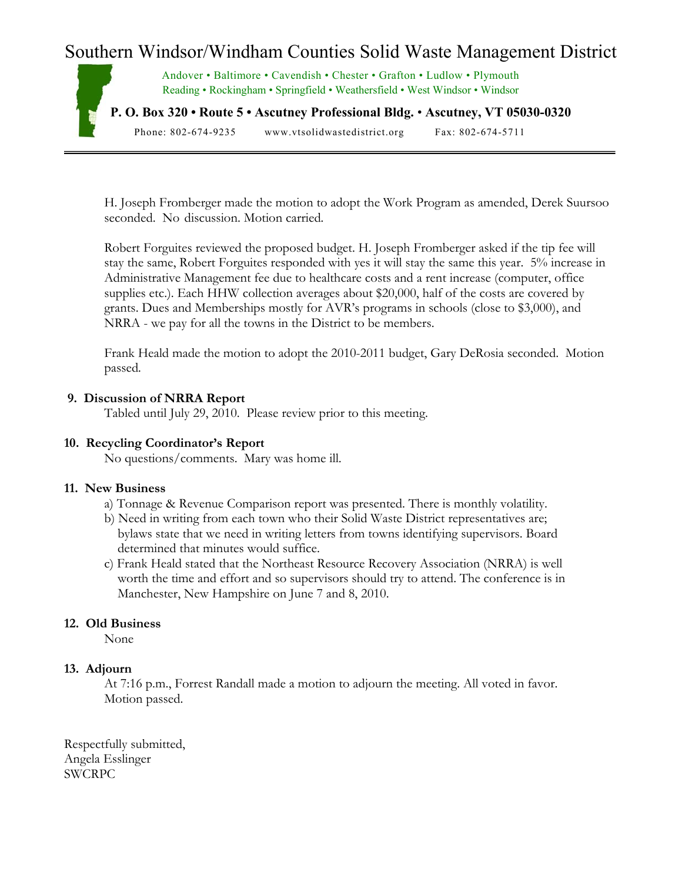# Southern Windsor/Windham Counties Solid Waste Management District

Andover • Baltimore • Cavendish • Chester • Grafton • Ludlow • Plymouth
Reading • Rockingham • Springfield • Weathersfield • West Windsor • Windsor

**P. O. Box 320 • Route 5 • Ascutney Professional Bldg. • Ascutney, VT 05030-0320**

Phone: 802-674-9235 www.vtsolidwastedistrict.org Fax: 802-674-5711

---

H. Joseph Fromberger made the motion to adopt the Work Program as amended, Derek Suursoo seconded. No discussion. Motion carried.

Robert Forguites reviewed the proposed budget. H. Joseph Fromberger asked if the tip fee will stay the same, Robert Forguites responded with yes it will stay the same this year. 5% increase in Administrative Management fee due to healthcare costs and a rent increase (computer, office supplies etc.). Each HHW collection averages about $20,000, half of the costs are covered by grants. Dues and Memberships mostly for AVR's programs in schools (close to $3,000), and NRRA - we pay for all the towns in the District to be members.

Frank Heald made the motion to adopt the 2010-2011 budget, Gary DeRosia seconded. Motion passed.

**9. Discussion of NRRA Report**

Tabled until July 29, 2010. Please review prior to this meeting.

**10. Recycling Coordinator's Report**

No questions/comments. Mary was home ill.

**11. New Business**

a) Tonnage & Revenue Comparison report was presented. There is monthly volatility.
b) Need in writing from each town who their Solid Waste District representatives are; bylaws state that we need in writing letters from towns identifying supervisors. Board determined that minutes would suffice.
c) Frank Heald stated that the Northeast Resource Recovery Association (NRRA) is well worth the time and effort and so supervisors should try to attend. The conference is in Manchester, New Hampshire on June 7 and 8, 2010.

**12. Old Business**

None

**13. Adjourn**

At 7:16 p.m., Forrest Randall made a motion to adjourn the meeting. All voted in favor. Motion passed.

Respectfully submitted,
Angela Esslinger
SWCRPC